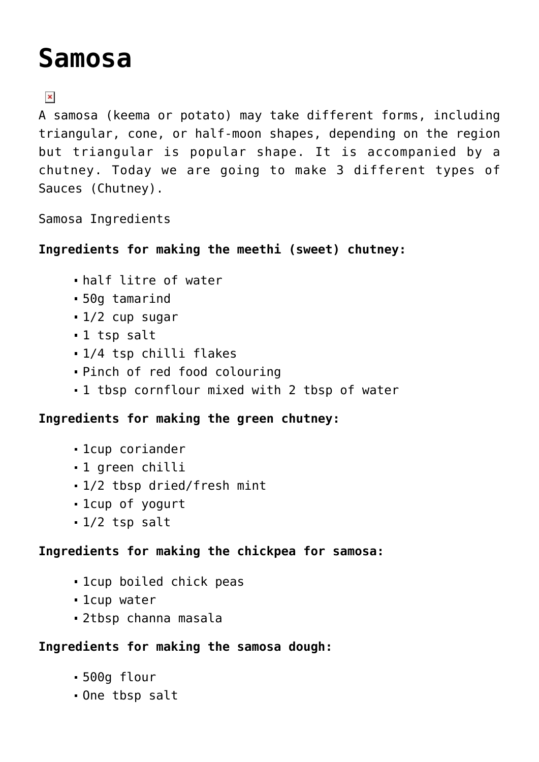# Samosa

A samosa (keema or potato) may take different forms, including triangular, cone, or half-moon shapes, depending on the region but triangular is popular shape. It is accompanied by a chutney. Today we are going to make 3 different types of Sauces (Chutney).

Samosa Ingredients

**Ingredients for making the meethi (sweet) chutney:**

- half litre of water
- 50g tamarind
- 1/2 cup sugar
- 1 tsp salt
- 1/4 tsp chilli flakes
- Pinch of red food colouring
- 1 tbsp cornflour mixed with 2 tbsp of water

**Ingredients for making the green chutney:**

- 1cup coriander
- 1 green chilli
- 1/2 tbsp dried/fresh mint
- 1cup of yogurt
- 1/2 tsp salt

**Ingredients for making the chickpea for samosa:**

- 1cup boiled chick peas
- 1cup water
- 2tbsp channa masala

**Ingredients for making the samosa dough:**

- 500g flour
- One tbsp salt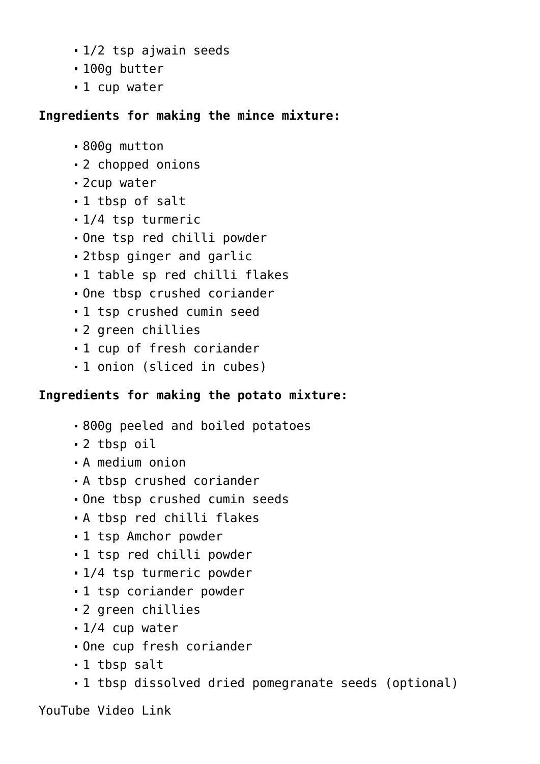- 1/2 tsp ajwain seeds
- 100g butter
- 1 cup water

**Ingredients for making the mince mixture:**

- 800g mutton
- 2 chopped onions
- 2cup water
- 1 tbsp of salt
- 1/4 tsp turmeric
- One tsp red chilli powder
- 2tbsp ginger and garlic
- 1 table sp red chilli flakes
- One tbsp crushed coriander
- 1 tsp crushed cumin seed
- 2 green chillies
- 1 cup of fresh coriander
- 1 onion (sliced in cubes)

**Ingredients for making the potato mixture:**

- 800g peeled and boiled potatoes
- 2 tbsp oil
- A medium onion
- A tbsp crushed coriander
- One tbsp crushed cumin seeds
- A tbsp red chilli flakes
- 1 tsp Amchor powder
- 1 tsp red chilli powder
- 1/4 tsp turmeric powder
- 1 tsp coriander powder
- 2 green chillies
- 1/4 cup water
- One cup fresh coriander
- 1 tbsp salt
- 1 tbsp dissolved dried pomegranate seeds (optional)

YouTube Video Link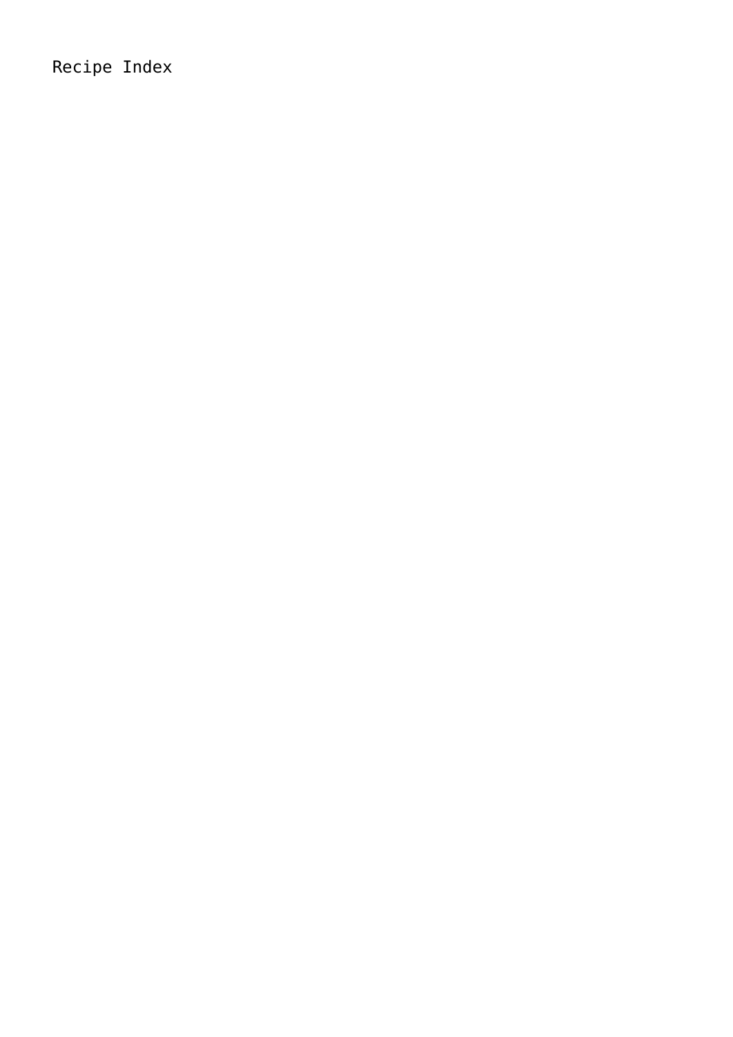Recipe Index